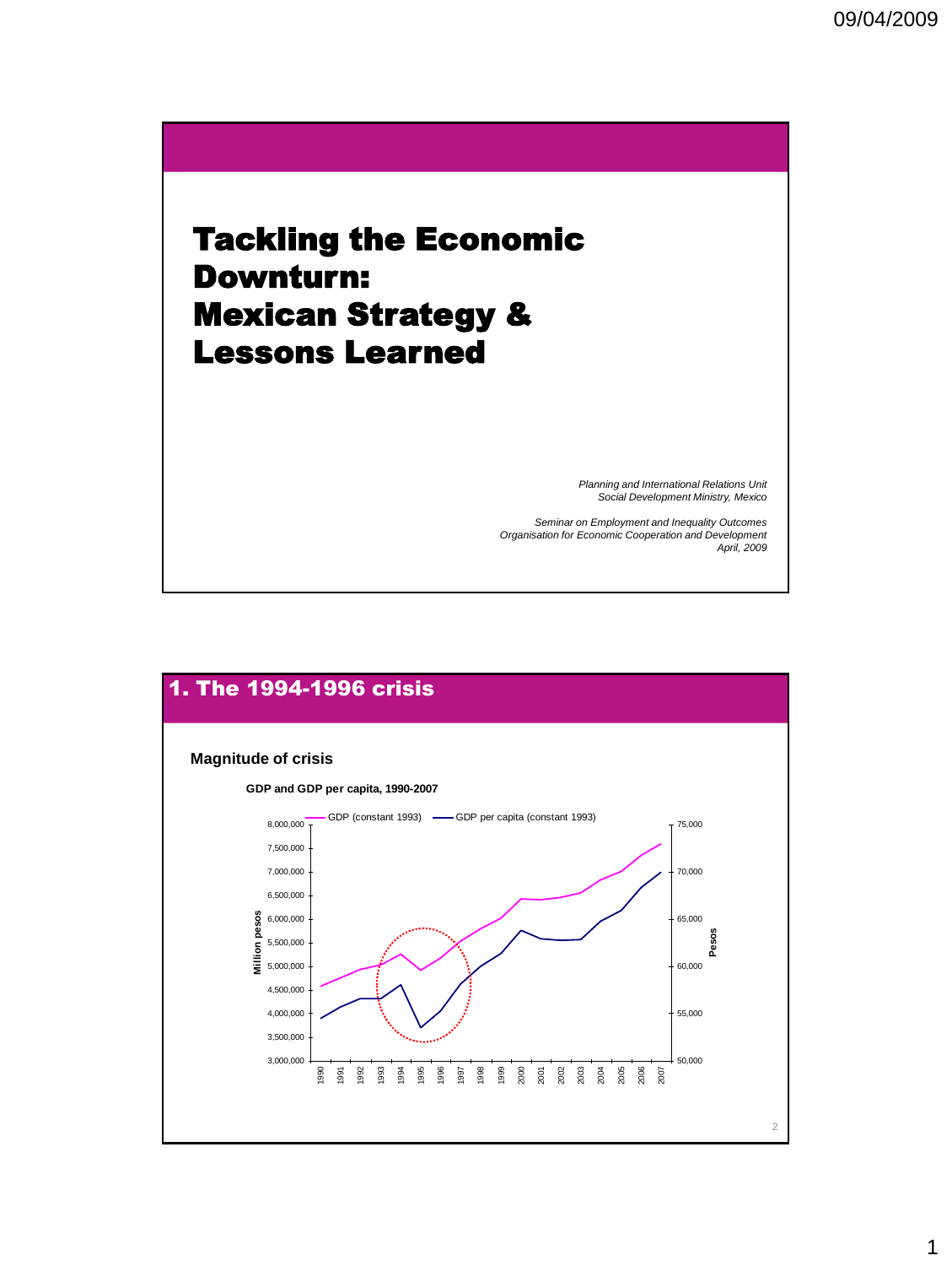# Tackling the Economic Downturn: Mexican Strategy & Lessons Learned

*Planning and International Relations Unit*
*Social Development Ministry, Mexico*

*Seminar on Employment and Inequality Outcomes*
*Organisation for Economic Cooperation and Development*
*April, 2009*

## 1. The 1994-1996 crisis

**Magnitude of crisis**

**GDP and GDP per capita, 1990-2007**

GDP (constant 1993) — GDP per capita (constant 1993)

Million pesos: 3,000,000 – 8,000,000; Pesos: 50,000 – 75,000

1990 1991 1992 1993 1994 1995 1996 1997 1998 1999 2000 2001 2002 2003 2004 2005 2006 2007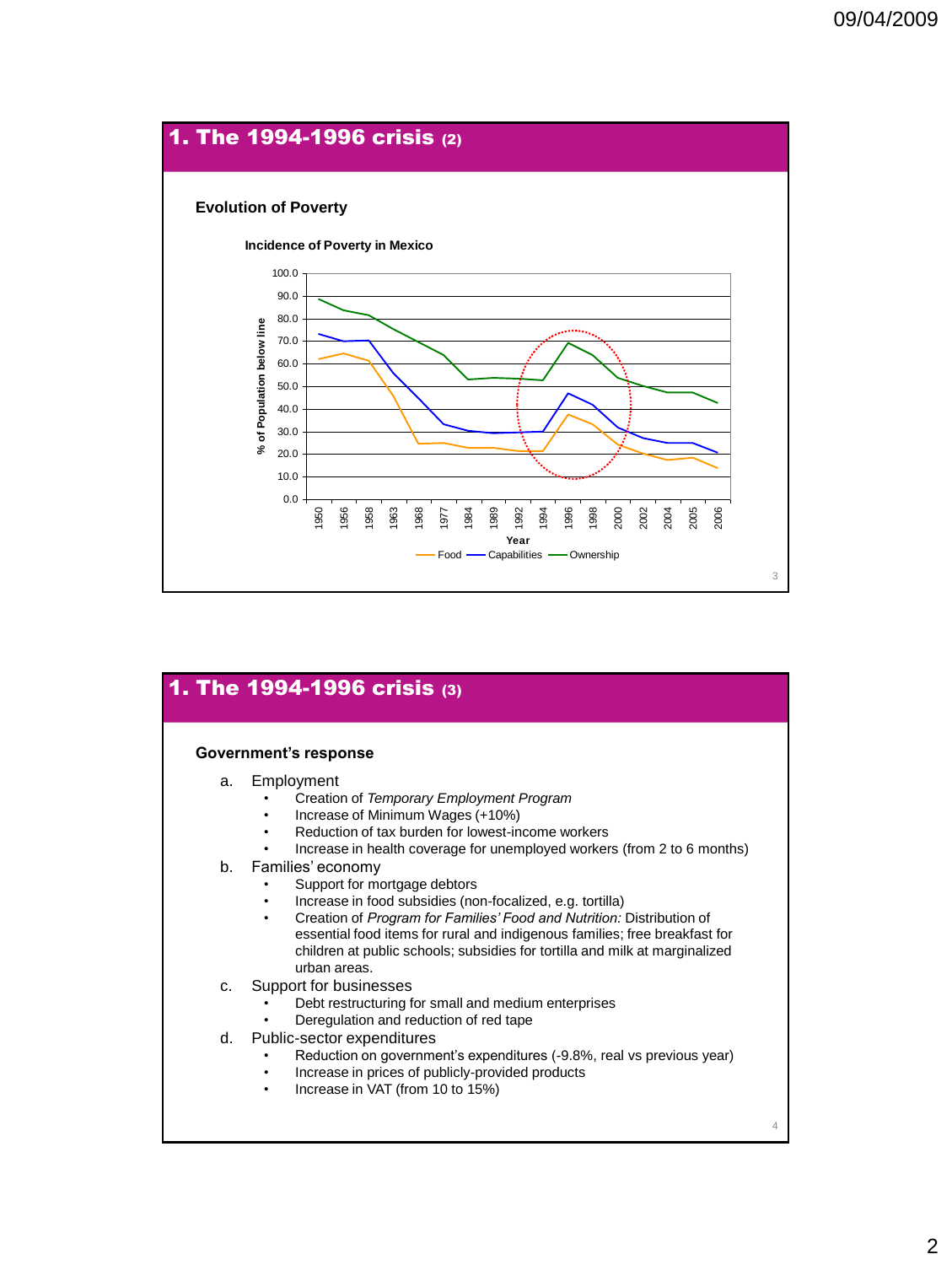## 1. The 1994-1996 crisis (2)

**Evolution of Poverty**

**Incidence of Poverty in Mexico**

% of Population below line

Year

Food — Capabilities — Ownership

## 1. The 1994-1996 crisis (3)

**Government's response**

a. Employment
   - Creation of *Temporary Employment Program*
   - Increase of Minimum Wages (+10%)
   - Reduction of tax burden for lowest-income workers
   - Increase in health coverage for unemployed workers (from 2 to 6 months)

b. Families' economy
   - Support for mortgage debtors
   - Increase in food subsidies (non-focalized, e.g. tortilla)
   - Creation of *Program for Families' Food and Nutrition:* Distribution of essential food items for rural and indigenous families; free breakfast for children at public schools; subsidies for tortilla and milk at marginalized urban areas.

c. Support for businesses
   - Debt restructuring for small and medium enterprises
   - Deregulation and reduction of red tape

d. Public-sector expenditures
   - Reduction on government's expenditures (-9.8%, real vs previous year)
   - Increase in prices of publicly-provided products
   - Increase in VAT (from 10 to 15%)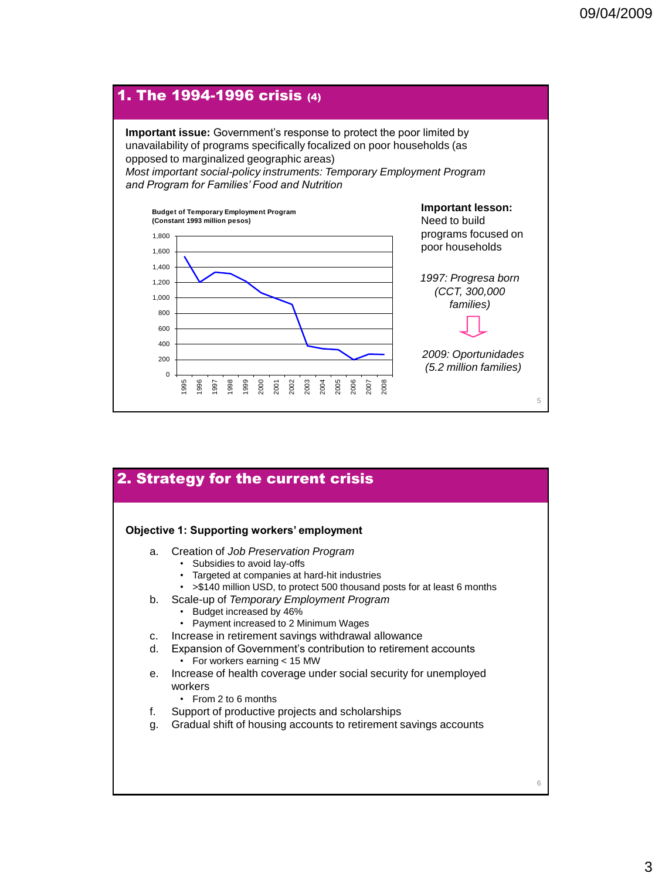## 1. The 1994-1996 crisis (4)

**Important issue:** Government's response to protect the poor limited by unavailability of programs specifically focalized on poor households (as opposed to marginalized geographic areas)

*Most important social-policy instruments: Temporary Employment Program and Program for Families' Food and Nutrition*

**Budget of Temporary Employment Program (Constant 1993 million pesos)**

| Year | 1995 | 1996 | 1997 | 1998 | 1999 | 2000 | 2001 | 2002 | 2003 | 2004 | 2005 | 2006 | 2007 | 2008 |
|---|---|---|---|---|---|---|---|---|---|---|---|---|---|---|
| Budget (approx.) | 1,540 | 1,200 | 1,330 | 1,310 | 1,210 | 1,060 | 990 | 920 | 380 | 340 | 330 | 200 | 270 | 265 |

**Important lesson:** Need to build programs focused on poor households

*1997: Progresa born (CCT, 300,000 families)*

⇩

*2009: Oportunidades (5.2 million families)*

## 2. Strategy for the current crisis

**Objective 1: Supporting workers' employment**

a. Creation of *Job Preservation Program*
   - Subsidies to avoid lay-offs
   - Targeted at companies at hard-hit industries
   - >$140 million USD, to protect 500 thousand posts for at least 6 months

b. Scale-up of *Temporary Employment Program*
   - Budget increased by 46%
   - Payment increased to 2 Minimum Wages

c. Increase in retirement savings withdrawal allowance

d. Expansion of Government's contribution to retirement accounts
   - For workers earning < 15 MW

e. Increase of health coverage under social security for unemployed workers
   - From 2 to 6 months

f. Support of productive projects and scholarships

g. Gradual shift of housing accounts to retirement savings accounts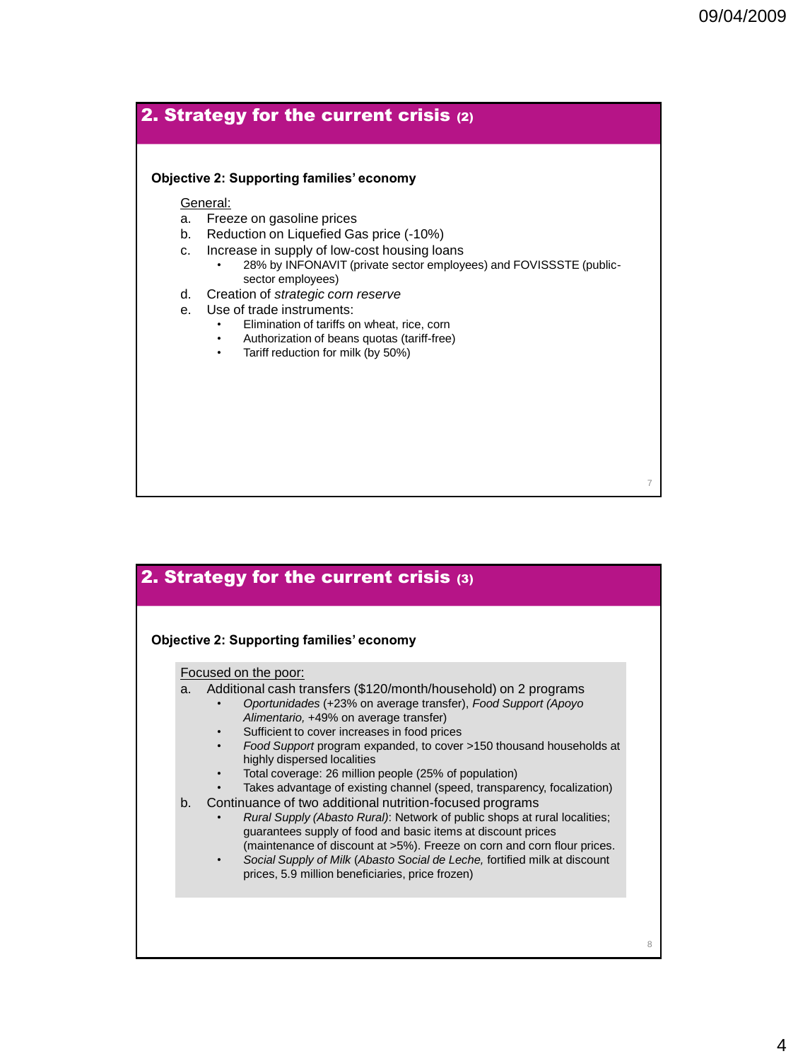## 2. Strategy for the current crisis (2)

**Objective 2: Supporting families' economy**

General:

a. Freeze on gasoline prices
b. Reduction on Liquefied Gas price (-10%)
c. Increase in supply of low-cost housing loans
   - 28% by INFONAVIT (private sector employees) and FOVISSSTE (public-sector employees)
d. Creation of *strategic corn reserve*
e. Use of trade instruments:
   - Elimination of tariffs on wheat, rice, corn
   - Authorization of beans quotas (tariff-free)
   - Tariff reduction for milk (by 50%)

## 2. Strategy for the current crisis (3)

**Objective 2: Supporting families' economy**

Focused on the poor:

a. Additional cash transfers ($120/month/household) on 2 programs
   - *Oportunidades* (+23% on average transfer), *Food Support (Apoyo Alimentario,* +49% on average transfer)
   - Sufficient to cover increases in food prices
   - *Food Support* program expanded, to cover >150 thousand households at highly dispersed localities
   - Total coverage: 26 million people (25% of population)
   - Takes advantage of existing channel (speed, transparency, focalization)
b. Continuance of two additional nutrition-focused programs
   - *Rural Supply (Abasto Rural)*: Network of public shops at rural localities; guarantees supply of food and basic items at discount prices (maintenance of discount at >5%). Freeze on corn and corn flour prices.
   - *Social Supply of Milk* (*Abasto Social de Leche,* fortified milk at discount prices, 5.9 million beneficiaries, price frozen)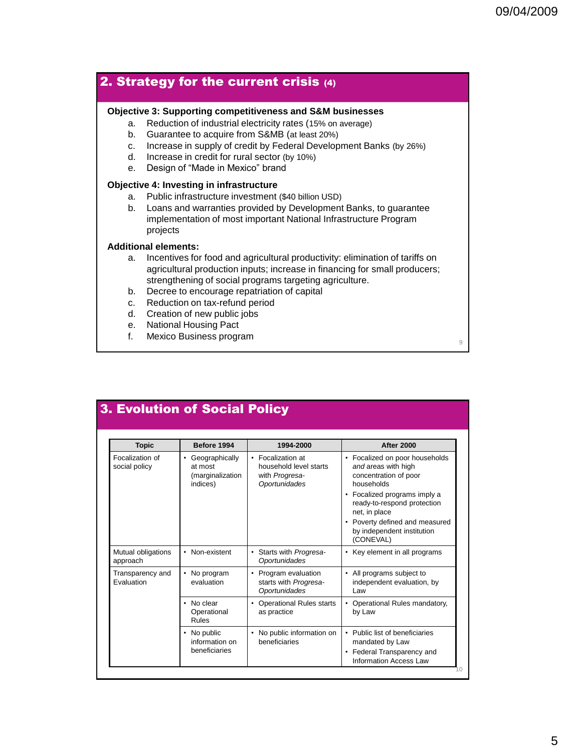## 2. Strategy for the current crisis (4)

**Objective 3: Supporting competitiveness and S&M businesses**

a. Reduction of industrial electricity rates (15% on average)
b. Guarantee to acquire from S&MB (at least 20%)
c. Increase in supply of credit by Federal Development Banks (by 26%)
d. Increase in credit for rural sector (by 10%)
e. Design of "Made in Mexico" brand

**Objective 4: Investing in infrastructure**

a. Public infrastructure investment ($40 billion USD)
b. Loans and warranties provided by Development Banks, to guarantee implementation of most important National Infrastructure Program projects

**Additional elements:**

a. Incentives for food and agricultural productivity: elimination of tariffs on agricultural production inputs; increase in financing for small producers; strengthening of social programs targeting agriculture.
b. Decree to encourage repatriation of capital
c. Reduction on tax-refund period
d. Creation of new public jobs
e. National Housing Pact
f. Mexico Business program

## 3. Evolution of Social Policy

| Topic | Before 1994 | 1994-2000 | After 2000 |
|---|---|---|---|
| Focalization of social policy | • Geographically at most (marginalization indices) | • Focalization at household level starts with *Progresa-Oportunidades* | • Focalized on poor households *and* areas with high concentration of poor households<br>• Focalized programs imply a ready-to-respond protection net, in place<br>• Poverty defined and measured by independent institution (CONEVAL) |
| Mutual obligations approach | • Non-existent | • Starts with *Progresa-Oportunidades* | • Key element in all programs |
| Transparency and Evaluation | • No program evaluation | • Program evaluation starts with *Progresa-Oportunidades* | • All programs subject to independent evaluation, by Law |
| | • No clear Operational Rules | • Operational Rules starts as practice | • Operational Rules mandatory, by Law |
| | • No public information on beneficiaries | • No public information on beneficiaries | • Public list of beneficiaries mandated by Law<br>• Federal Transparency and Information Access Law |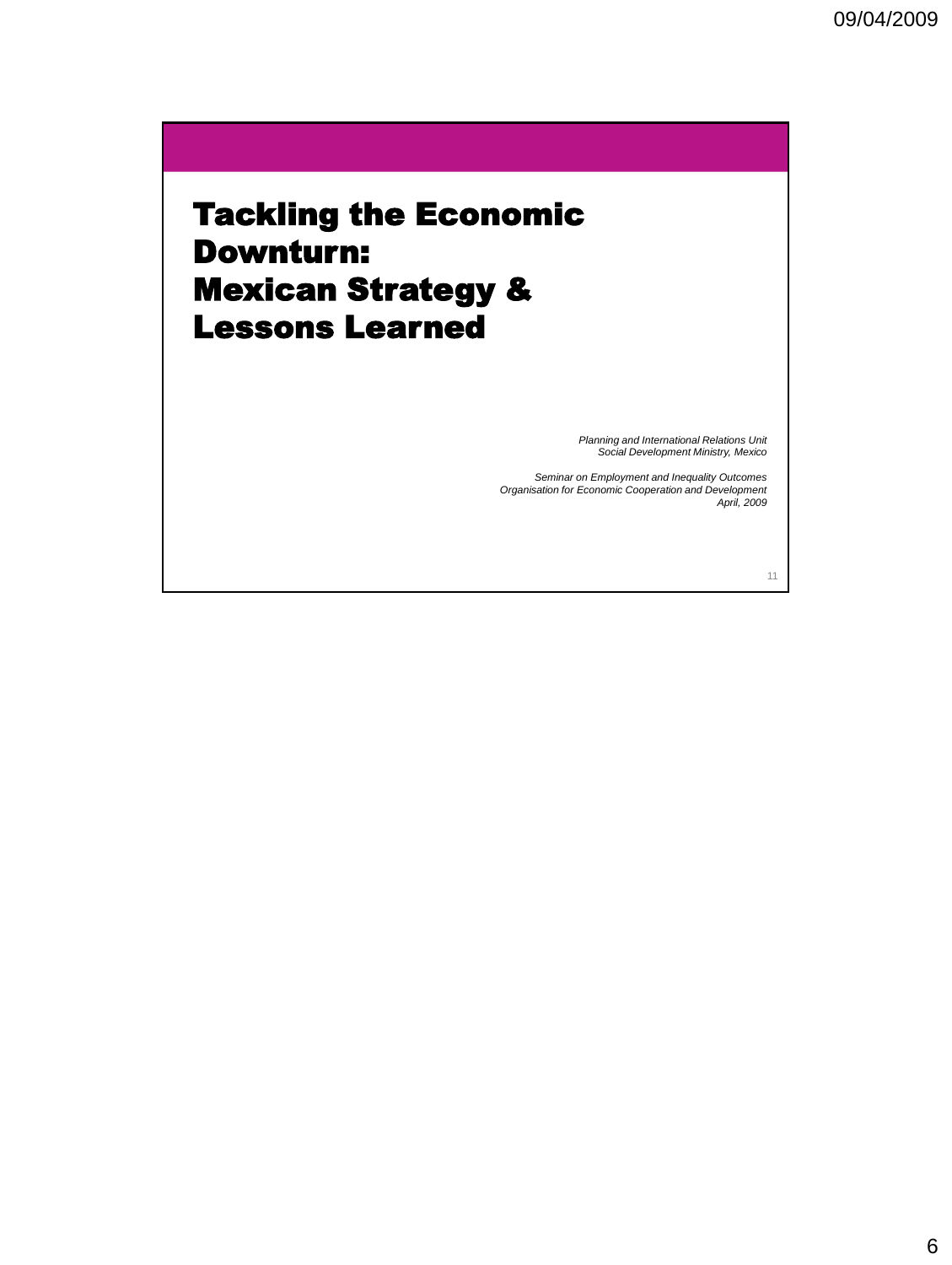# Tackling the Economic Downturn: Mexican Strategy & Lessons Learned

*Planning and International Relations Unit*
*Social Development Ministry, Mexico*

*Seminar on Employment and Inequality Outcomes*
*Organisation for Economic Cooperation and Development*
*April, 2009*